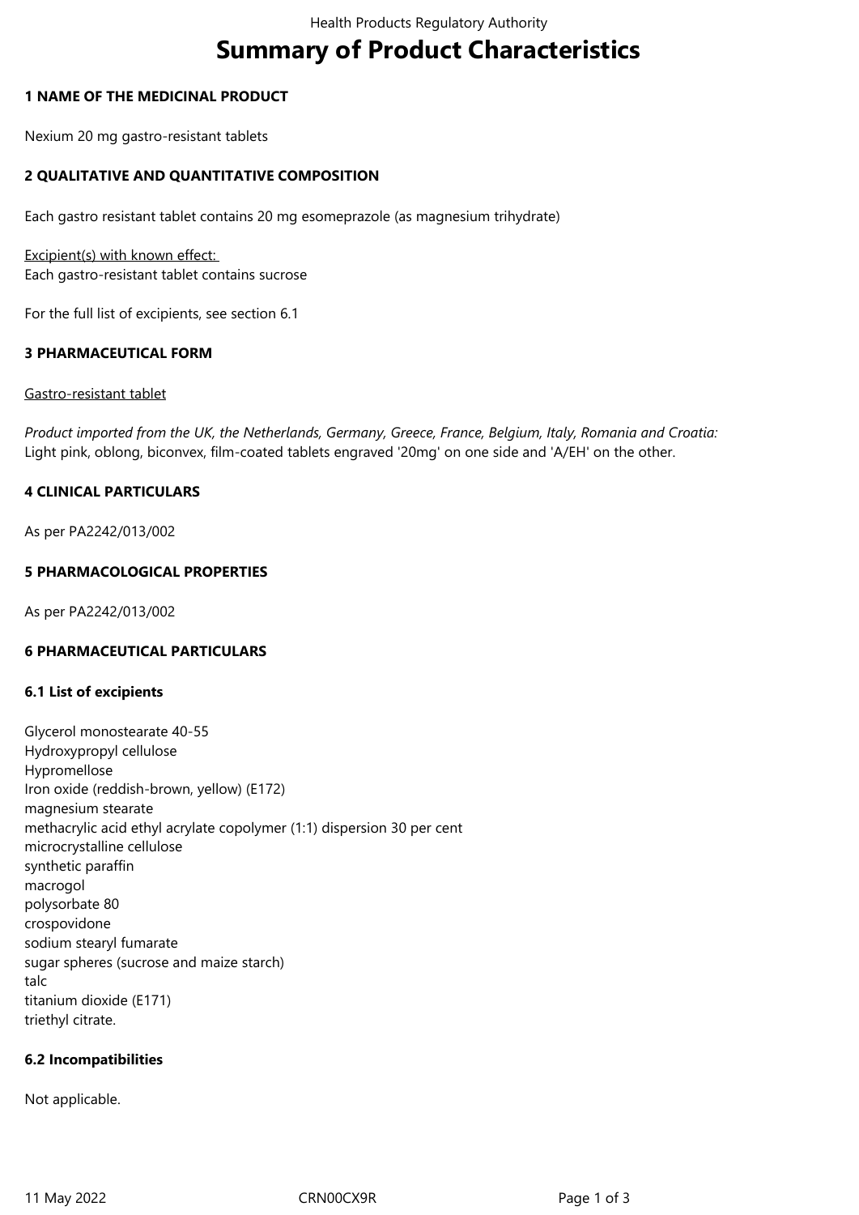# Summary of Product Characteristics

## 1 NAME OF THE MEDICINAL PRODUCT

Nexium 20 mg gastro-resistant tablets

## 2 QUALITATIVE AND QUANTITATIVE COMPOSITION

Each gastro resistant tablet contains 20 mg esomeprazole (as magnesium trihydrate)

Excipient(s) with known effect:
Each gastro-resistant tablet contains sucrose

For the full list of excipients, see section 6.1

## 3 PHARMACEUTICAL FORM

Gastro-resistant tablet

*Product imported from the UK, the Netherlands, Germany, Greece, France, Belgium, Italy, Romania and Croatia:*
Light pink, oblong, biconvex, film-coated tablets engraved '20mg' on one side and 'A/EH' on the other.

## 4 CLINICAL PARTICULARS

As per PA2242/013/002

## 5 PHARMACOLOGICAL PROPERTIES

As per PA2242/013/002

## 6 PHARMACEUTICAL PARTICULARS

### 6.1 List of excipients

Glycerol monostearate 40-55
Hydroxypropyl cellulose
Hypromellose
Iron oxide (reddish-brown, yellow) (E172)
magnesium stearate
methacrylic acid ethyl acrylate copolymer (1:1) dispersion 30 per cent
microcrystalline cellulose
synthetic paraffin
macrogol
polysorbate 80
crospovidone
sodium stearyl fumarate
sugar spheres (sucrose and maize starch)
talc
titanium dioxide (E171)
triethyl citrate.

### 6.2 Incompatibilities

Not applicable.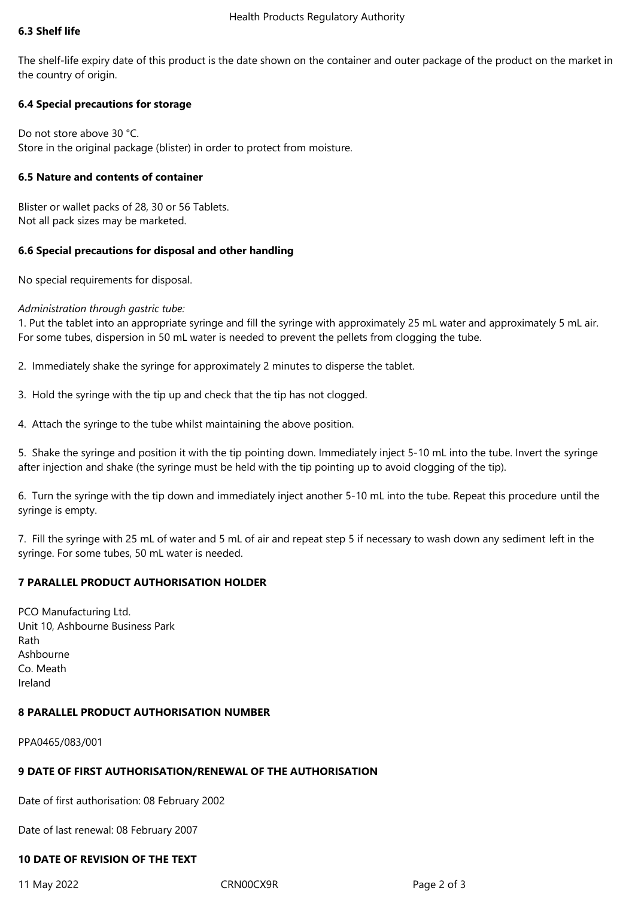### 6.3 Shelf life

The shelf-life expiry date of this product is the date shown on the container and outer package of the product on the market in the country of origin.

### 6.4 Special precautions for storage

Do not store above 30 °C.
Store in the original package (blister) in order to protect from moisture.

### 6.5 Nature and contents of container

Blister or wallet packs of 28, 30 or 56 Tablets.
Not all pack sizes may be marketed.

### 6.6 Special precautions for disposal and other handling

No special requirements for disposal.

*Administration through gastric tube:*

1. Put the tablet into an appropriate syringe and fill the syringe with approximately 25 mL water and approximately 5 mL air. For some tubes, dispersion in 50 mL water is needed to prevent the pellets from clogging the tube.

2. Immediately shake the syringe for approximately 2 minutes to disperse the tablet.

3. Hold the syringe with the tip up and check that the tip has not clogged.

4. Attach the syringe to the tube whilst maintaining the above position.

5. Shake the syringe and position it with the tip pointing down. Immediately inject 5-10 mL into the tube. Invert the syringe after injection and shake (the syringe must be held with the tip pointing up to avoid clogging of the tip).

6. Turn the syringe with the tip down and immediately inject another 5-10 mL into the tube. Repeat this procedure until the syringe is empty.

7. Fill the syringe with 25 mL of water and 5 mL of air and repeat step 5 if necessary to wash down any sediment left in the syringe. For some tubes, 50 mL water is needed.

## 7 PARALLEL PRODUCT AUTHORISATION HOLDER

PCO Manufacturing Ltd.
Unit 10, Ashbourne Business Park
Rath
Ashbourne
Co. Meath
Ireland

## 8 PARALLEL PRODUCT AUTHORISATION NUMBER

PPA0465/083/001

## 9 DATE OF FIRST AUTHORISATION/RENEWAL OF THE AUTHORISATION

Date of first authorisation: 08 February 2002

Date of last renewal: 08 February 2007

## 10 DATE OF REVISION OF THE TEXT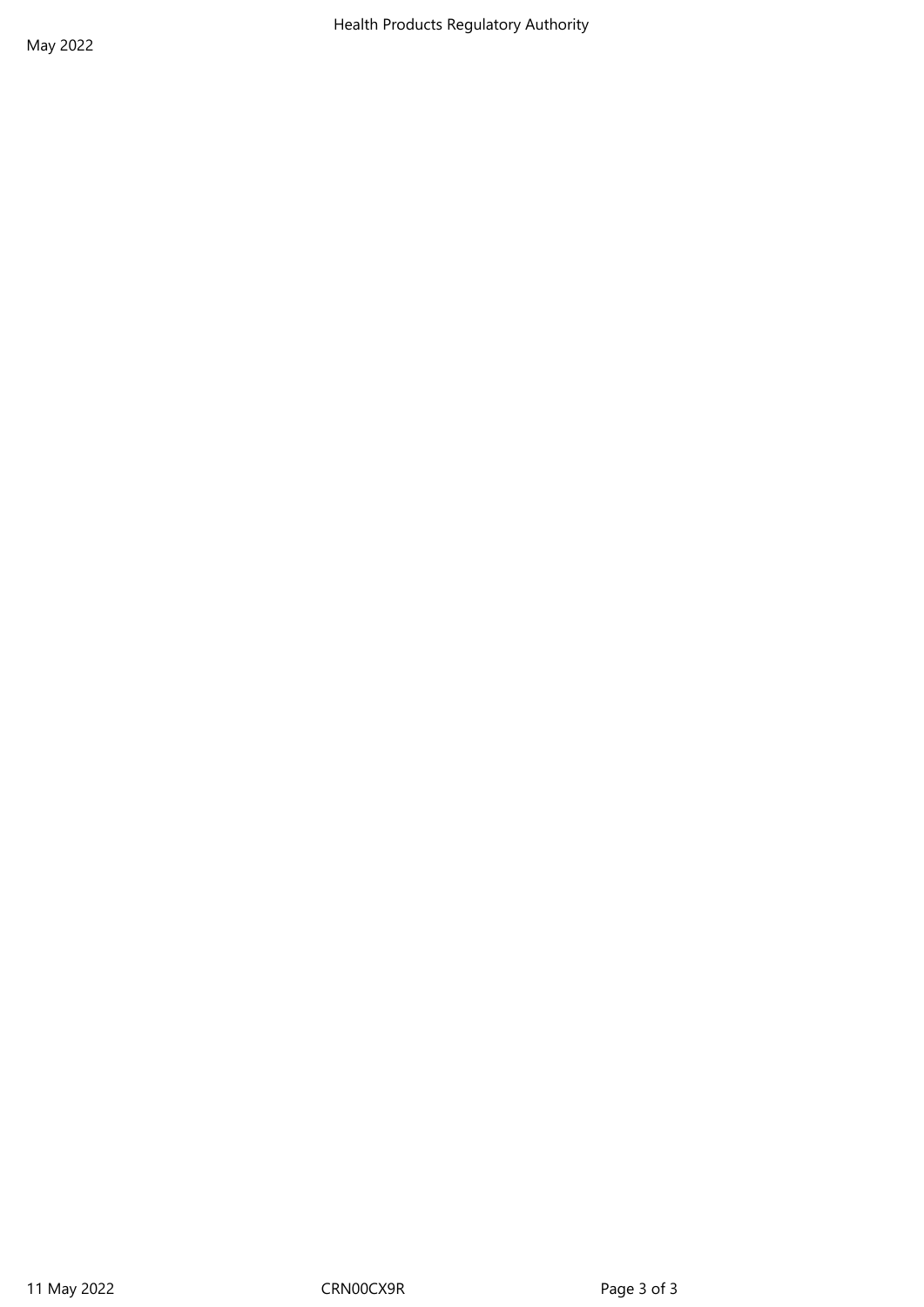May 2022